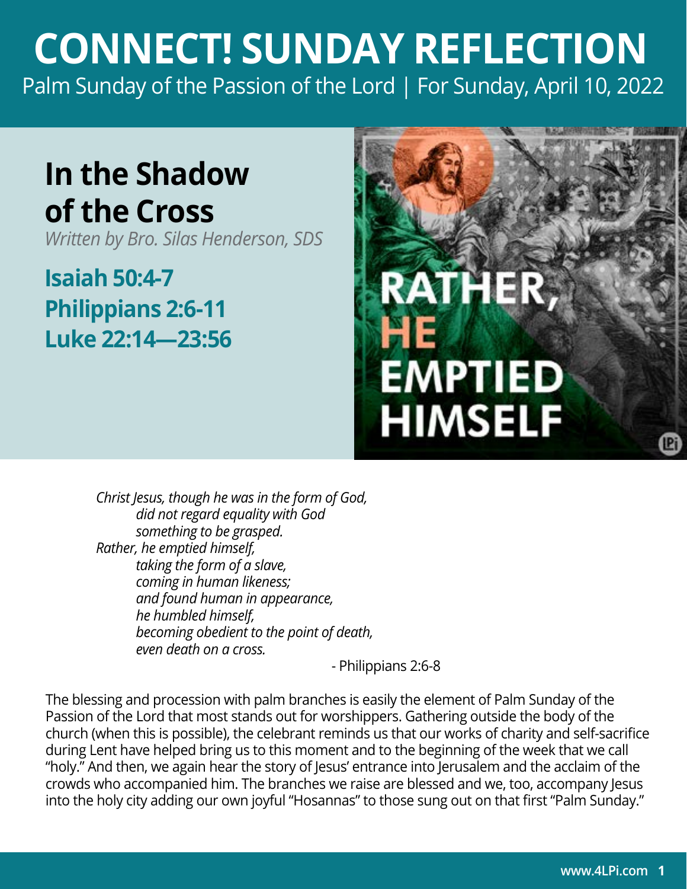# CONNECT! SUNDAY REFLECTION

Palm Sunday of the Passion of the Lord | For Sunday, April 10, 2022

## In the Shadow of the Cross

*Written by Bro. Silas Henderson, SDS*

**Isaiah 50:4-7**
**Philippians 2:6-11**
**Luke 22:14—23:56**

*Christ Jesus, though he was in the form of God,*
*did not regard equality with God*
*something to be grasped.*
*Rather, he emptied himself,*
*taking the form of a slave,*
*coming in human likeness;*
*and found human in appearance,*
*he humbled himself,*
*becoming obedient to the point of death,*
*even death on a cross.*

- Philippians 2:6-8

The blessing and procession with palm branches is easily the element of Palm Sunday of the Passion of the Lord that most stands out for worshippers. Gathering outside the body of the church (when this is possible), the celebrant reminds us that our works of charity and self-sacrifice during Lent have helped bring us to this moment and to the beginning of the week that we call "holy." And then, we again hear the story of Jesus' entrance into Jerusalem and the acclaim of the crowds who accompanied him. The branches we raise are blessed and we, too, accompany Jesus into the holy city adding our own joyful "Hosannas" to those sung out on that first "Palm Sunday."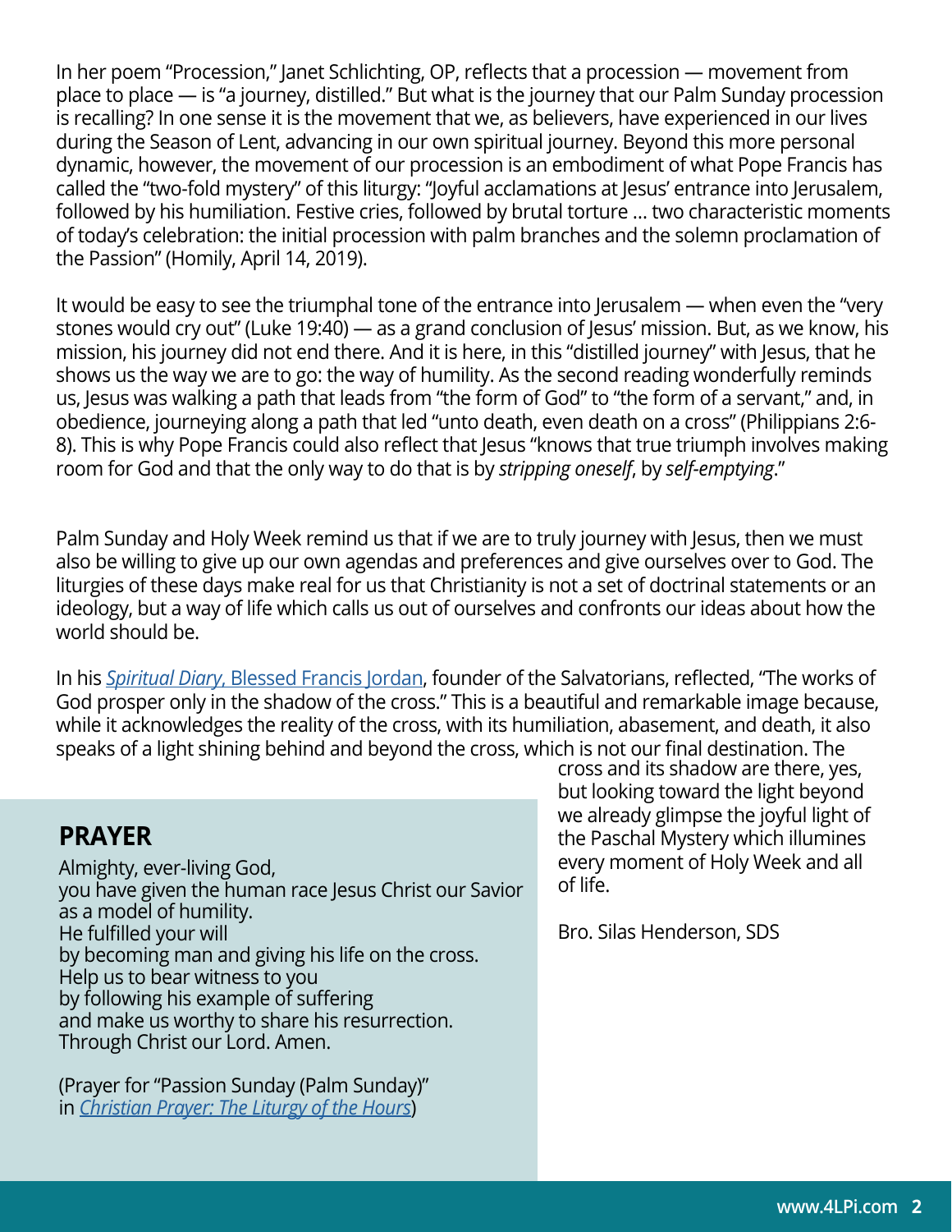In her poem "Procession," Janet Schlichting, OP, reflects that a procession — movement from place to place — is "a journey, distilled." But what is the journey that our Palm Sunday procession is recalling? In one sense it is the movement that we, as believers, have experienced in our lives during the Season of Lent, advancing in our own spiritual journey. Beyond this more personal dynamic, however, the movement of our procession is an embodiment of what Pope Francis has called the "two-fold mystery" of this liturgy: "Joyful acclamations at Jesus' entrance into Jerusalem, followed by his humiliation. Festive cries, followed by brutal torture ... two characteristic moments of today's celebration: the initial procession with palm branches and the solemn proclamation of the Passion" (Homily, April 14, 2019).

It would be easy to see the triumphal tone of the entrance into Jerusalem — when even the "very stones would cry out" (Luke 19:40) — as a grand conclusion of Jesus' mission. But, as we know, his mission, his journey did not end there. And it is here, in this "distilled journey" with Jesus, that he shows us the way we are to go: the way of humility. As the second reading wonderfully reminds us, Jesus was walking a path that leads from "the form of God" to "the form of a servant," and, in obedience, journeying along a path that led "unto death, even death on a cross" (Philippians 2:6-8). This is why Pope Francis could also reflect that Jesus "knows that true triumph involves making room for God and that the only way to do that is by *stripping oneself*, by *self-emptying*."

Palm Sunday and Holy Week remind us that if we are to truly journey with Jesus, then we must also be willing to give up our own agendas and preferences and give ourselves over to God. The liturgies of these days make real for us that Christianity is not a set of doctrinal statements or an ideology, but a way of life which calls us out of ourselves and confronts our ideas about how the world should be.

In his *Spiritual Diary*, Blessed Francis Jordan, founder of the Salvatorians, reflected, "The works of God prosper only in the shadow of the cross." This is a beautiful and remarkable image because, while it acknowledges the reality of the cross, with its humiliation, abasement, and death, it also speaks of a light shining behind and beyond the cross, which is not our final destination. The cross and its shadow are there, yes, but looking toward the light beyond we already glimpse the joyful light of the Paschal Mystery which illumines every moment of Holy Week and all of life.

Bro. Silas Henderson, SDS

## PRAYER

Almighty, ever-living God,
you have given the human race Jesus Christ our Savior as a model of humility.
He fulfilled your will
by becoming man and giving his life on the cross.
Help us to bear witness to you
by following his example of suffering
and make us worthy to share his resurrection.
Through Christ our Lord. Amen.

(Prayer for "Passion Sunday (Palm Sunday)" in *Christian Prayer: The Liturgy of the Hours*)